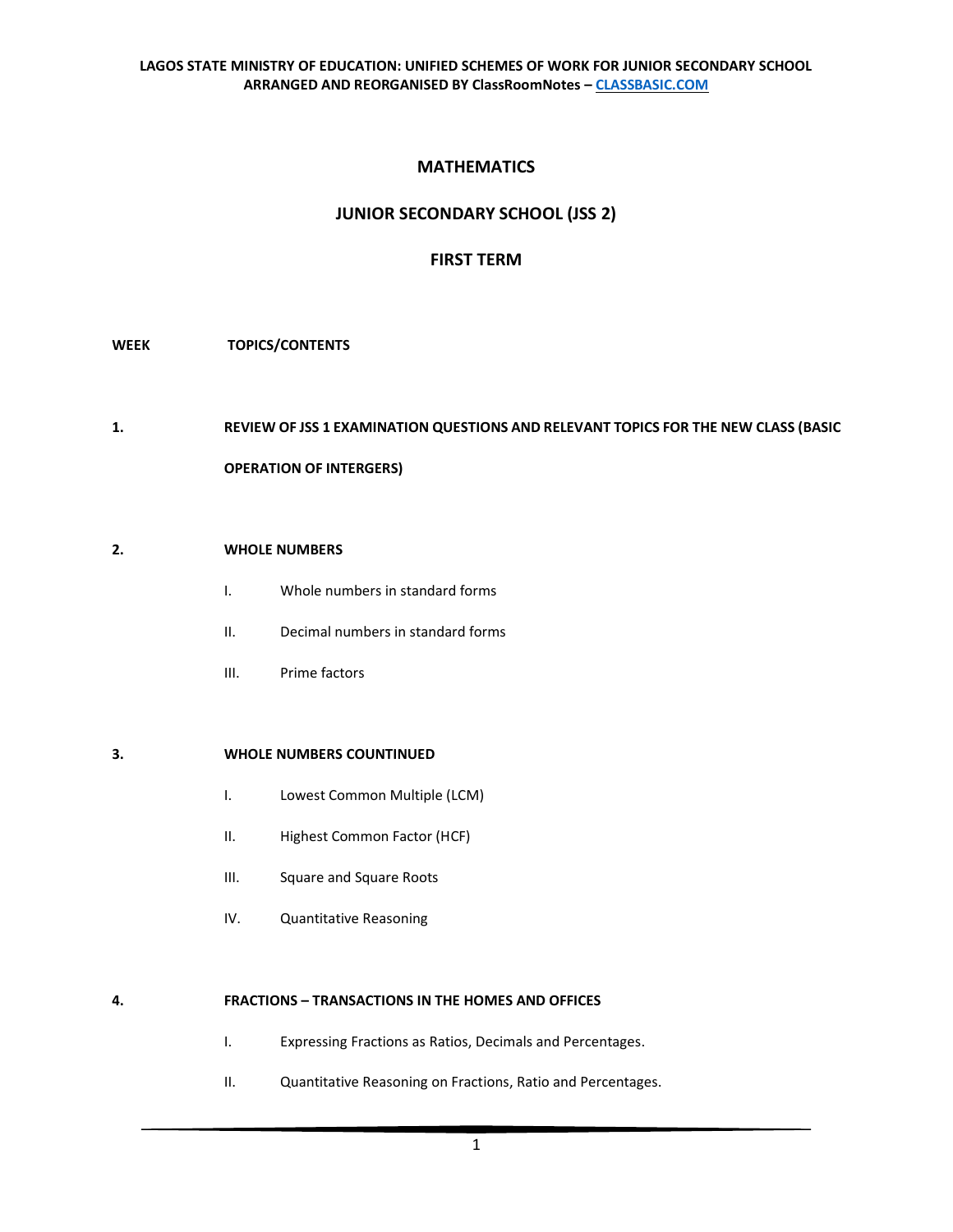# MATHEMATICS

## JUNIOR SECONDARY SCHOOL (JSS 2)

## FIRST TERM

**WEEK** **TOPICS/CONTENTS**

**1.** **REVIEW OF JSS 1 EXAMINATION QUESTIONS AND RELEVANT TOPICS FOR THE NEW CLASS (BASIC OPERATION OF INTERGERS)**

**2.** **WHOLE NUMBERS**

- I. Whole numbers in standard forms
- II. Decimal numbers in standard forms
- III. Prime factors

**3.** **WHOLE NUMBERS COUNTINUED**

- I. Lowest Common Multiple (LCM)
- II. Highest Common Factor (HCF)
- III. Square and Square Roots
- IV. Quantitative Reasoning

**4.** **FRACTIONS – TRANSACTIONS IN THE HOMES AND OFFICES**

- I. Expressing Fractions as Ratios, Decimals and Percentages.
- II. Quantitative Reasoning on Fractions, Ratio and Percentages.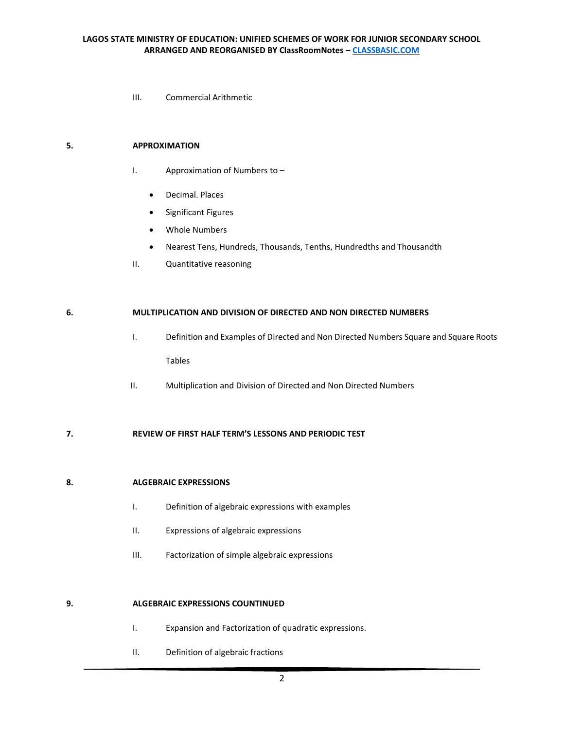III. Commercial Arithmetic

**5. APPROXIMATION**

I. Approximation of Numbers to –

- Decimal. Places
- Significant Figures
- Whole Numbers
- Nearest Tens, Hundreds, Thousands, Tenths, Hundredths and Thousandth

II. Quantitative reasoning

**6. MULTIPLICATION AND DIVISION OF DIRECTED AND NON DIRECTED NUMBERS**

I. Definition and Examples of Directed and Non Directed Numbers Square and Square Roots Tables

II. Multiplication and Division of Directed and Non Directed Numbers

**7. REVIEW OF FIRST HALF TERM'S LESSONS AND PERIODIC TEST**

**8. ALGEBRAIC EXPRESSIONS**

I. Definition of algebraic expressions with examples

II. Expressions of algebraic expressions

III. Factorization of simple algebraic expressions

**9. ALGEBRAIC EXPRESSIONS COUNTINUED**

I. Expansion and Factorization of quadratic expressions.

II. Definition of algebraic fractions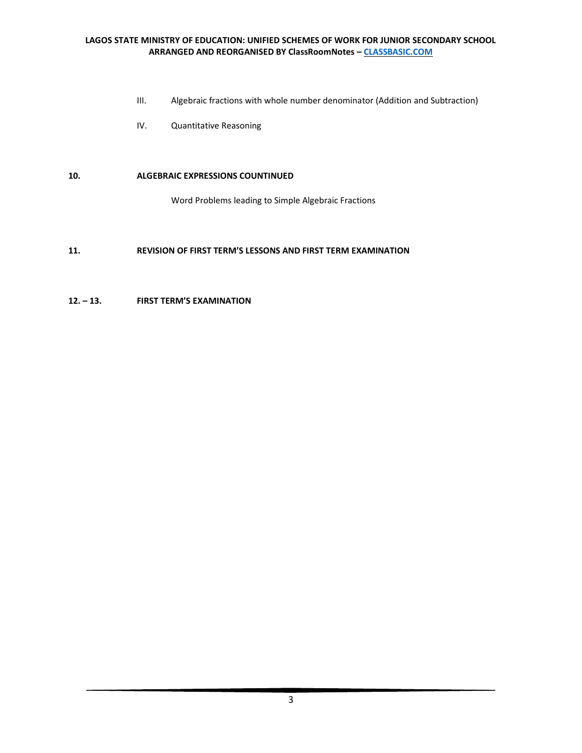III. Algebraic fractions with whole number denominator (Addition and Subtraction)

IV. Quantitative Reasoning

**10. ALGEBRAIC EXPRESSIONS COUNTINUED**

Word Problems leading to Simple Algebraic Fractions

**11. REVISION OF FIRST TERM'S LESSONS AND FIRST TERM EXAMINATION**

**12. – 13. FIRST TERM'S EXAMINATION**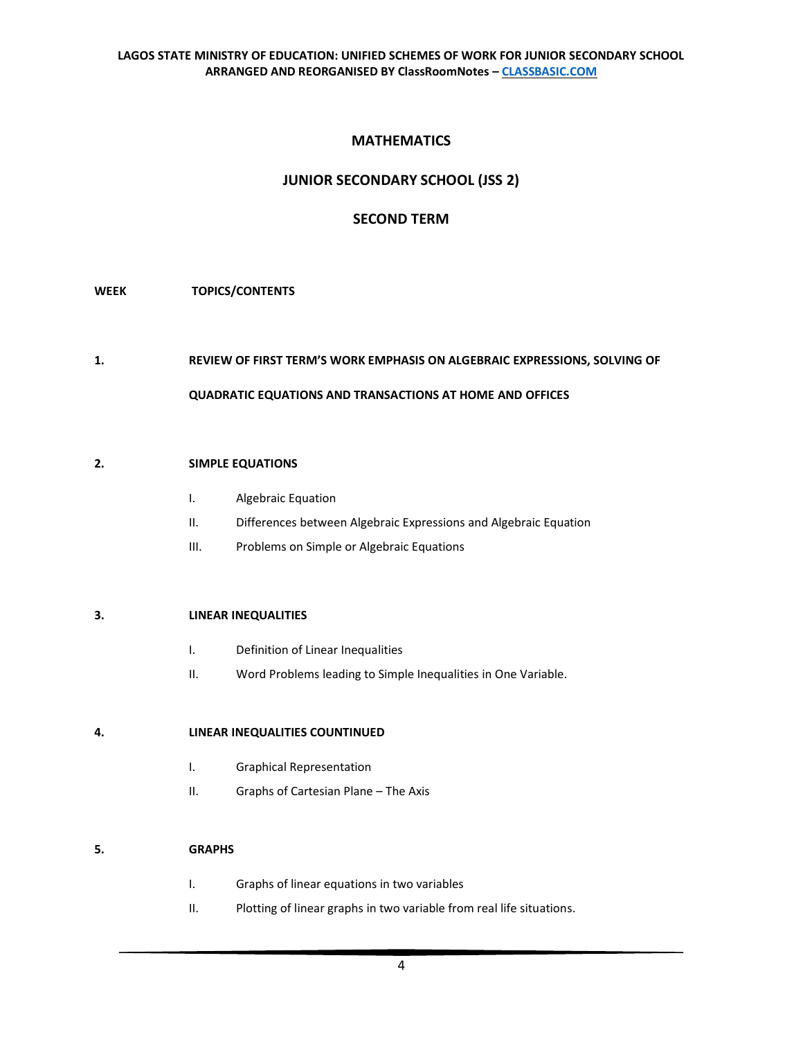## MATHEMATICS

## JUNIOR SECONDARY SCHOOL (JSS 2)

## SECOND TERM

**WEEK** **TOPICS/CONTENTS**

**1.** **REVIEW OF FIRST TERM'S WORK EMPHASIS ON ALGEBRAIC EXPRESSIONS, SOLVING OF QUADRATIC EQUATIONS AND TRANSACTIONS AT HOME AND OFFICES**

**2.** **SIMPLE EQUATIONS**

- I. Algebraic Equation
- II. Differences between Algebraic Expressions and Algebraic Equation
- III. Problems on Simple or Algebraic Equations

**3.** **LINEAR INEQUALITIES**

- I. Definition of Linear Inequalities
- II. Word Problems leading to Simple Inequalities in One Variable.

**4.** **LINEAR INEQUALITIES COUNTINUED**

- I. Graphical Representation
- II. Graphs of Cartesian Plane – The Axis

**5.** **GRAPHS**

- I. Graphs of linear equations in two variables
- II. Plotting of linear graphs in two variable from real life situations.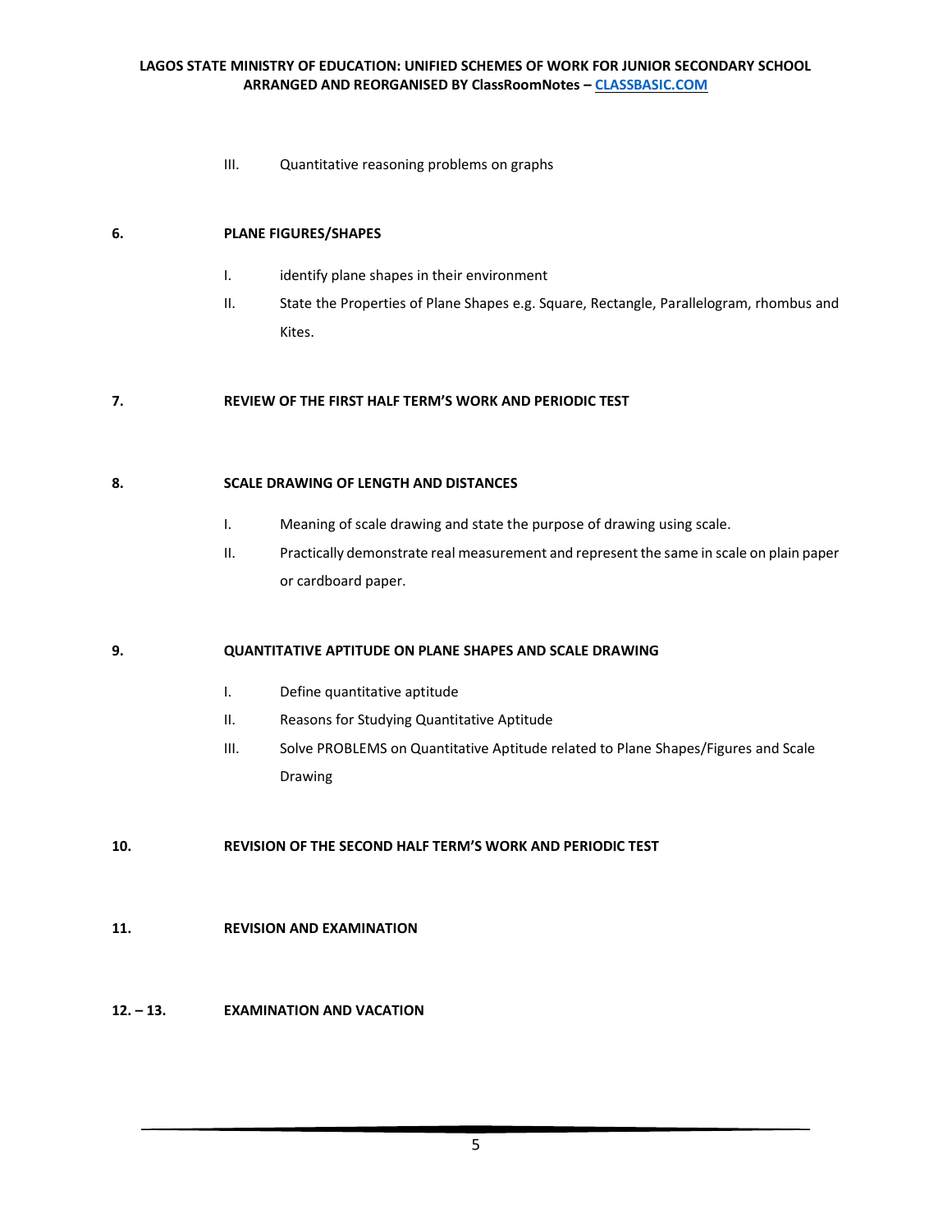III. Quantitative reasoning problems on graphs

**6. PLANE FIGURES/SHAPES**

I. identify plane shapes in their environment

II. State the Properties of Plane Shapes e.g. Square, Rectangle, Parallelogram, rhombus and Kites.

**7. REVIEW OF THE FIRST HALF TERM'S WORK AND PERIODIC TEST**

**8. SCALE DRAWING OF LENGTH AND DISTANCES**

I. Meaning of scale drawing and state the purpose of drawing using scale.

II. Practically demonstrate real measurement and represent the same in scale on plain paper or cardboard paper.

**9. QUANTITATIVE APTITUDE ON PLANE SHAPES AND SCALE DRAWING**

I. Define quantitative aptitude

II. Reasons for Studying Quantitative Aptitude

III. Solve PROBLEMS on Quantitative Aptitude related to Plane Shapes/Figures and Scale Drawing

**10. REVISION OF THE SECOND HALF TERM'S WORK AND PERIODIC TEST**

**11. REVISION AND EXAMINATION**

**12. – 13. EXAMINATION AND VACATION**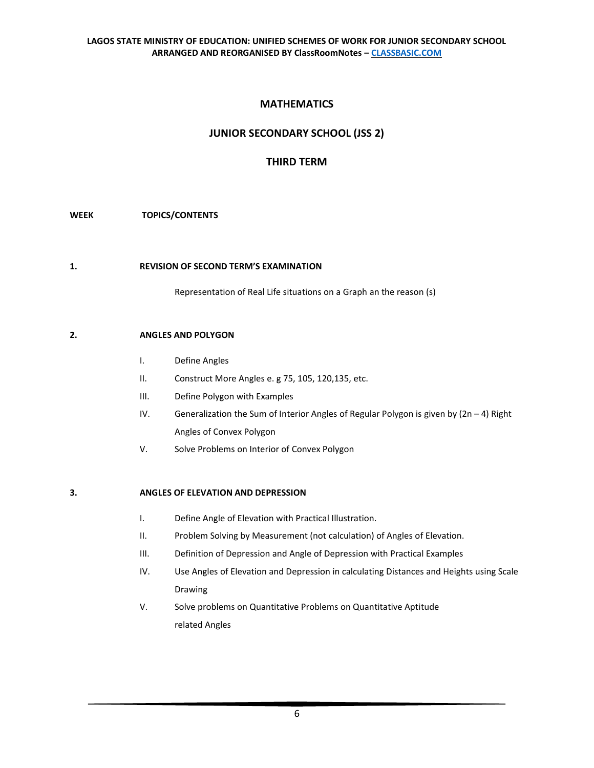# MATHEMATICS

## JUNIOR SECONDARY SCHOOL (JSS 2)

## THIRD TERM

**WEEK** **TOPICS/CONTENTS**

**1.** **REVISION OF SECOND TERM'S EXAMINATION**

Representation of Real Life situations on a Graph an the reason (s)

**2.** **ANGLES AND POLYGON**

I. Define Angles

II. Construct More Angles e. g 75, 105, 120,135, etc.

III. Define Polygon with Examples

IV. Generalization the Sum of Interior Angles of Regular Polygon is given by $(2n - 4)$ Right Angles of Convex Polygon

V. Solve Problems on Interior of Convex Polygon

**3.** **ANGLES OF ELEVATION AND DEPRESSION**

I. Define Angle of Elevation with Practical Illustration.

II. Problem Solving by Measurement (not calculation) of Angles of Elevation.

III. Definition of Depression and Angle of Depression with Practical Examples

IV. Use Angles of Elevation and Depression in calculating Distances and Heights using Scale Drawing

V. Solve problems on Quantitative Problems on Quantitative Aptitude related Angles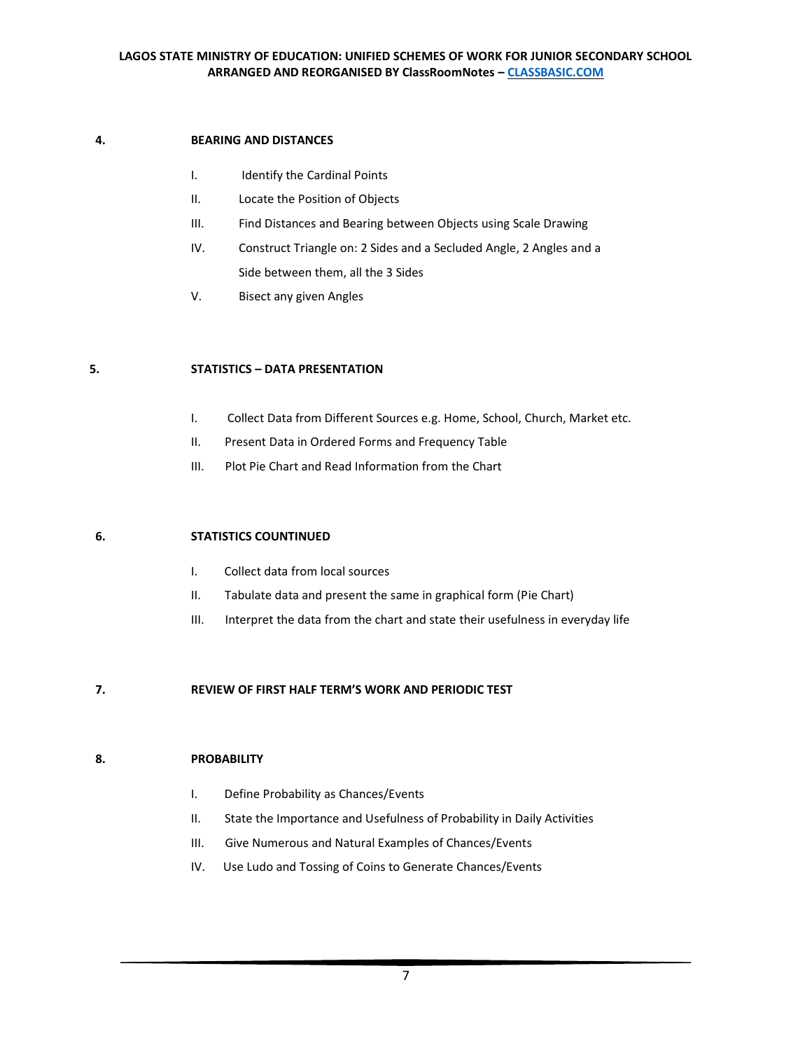**4. BEARING AND DISTANCES**

I. Identify the Cardinal Points

II. Locate the Position of Objects

III. Find Distances and Bearing between Objects using Scale Drawing

IV. Construct Triangle on: 2 Sides and a Secluded Angle, 2 Angles and a Side between them, all the 3 Sides

V. Bisect any given Angles

**5. STATISTICS – DATA PRESENTATION**

I. Collect Data from Different Sources e.g. Home, School, Church, Market etc.

II. Present Data in Ordered Forms and Frequency Table

III. Plot Pie Chart and Read Information from the Chart

**6. STATISTICS COUNTINUED**

I. Collect data from local sources

II. Tabulate data and present the same in graphical form (Pie Chart)

III. Interpret the data from the chart and state their usefulness in everyday life

**7. REVIEW OF FIRST HALF TERM'S WORK AND PERIODIC TEST**

**8. PROBABILITY**

I. Define Probability as Chances/Events

II. State the Importance and Usefulness of Probability in Daily Activities

III. Give Numerous and Natural Examples of Chances/Events

IV. Use Ludo and Tossing of Coins to Generate Chances/Events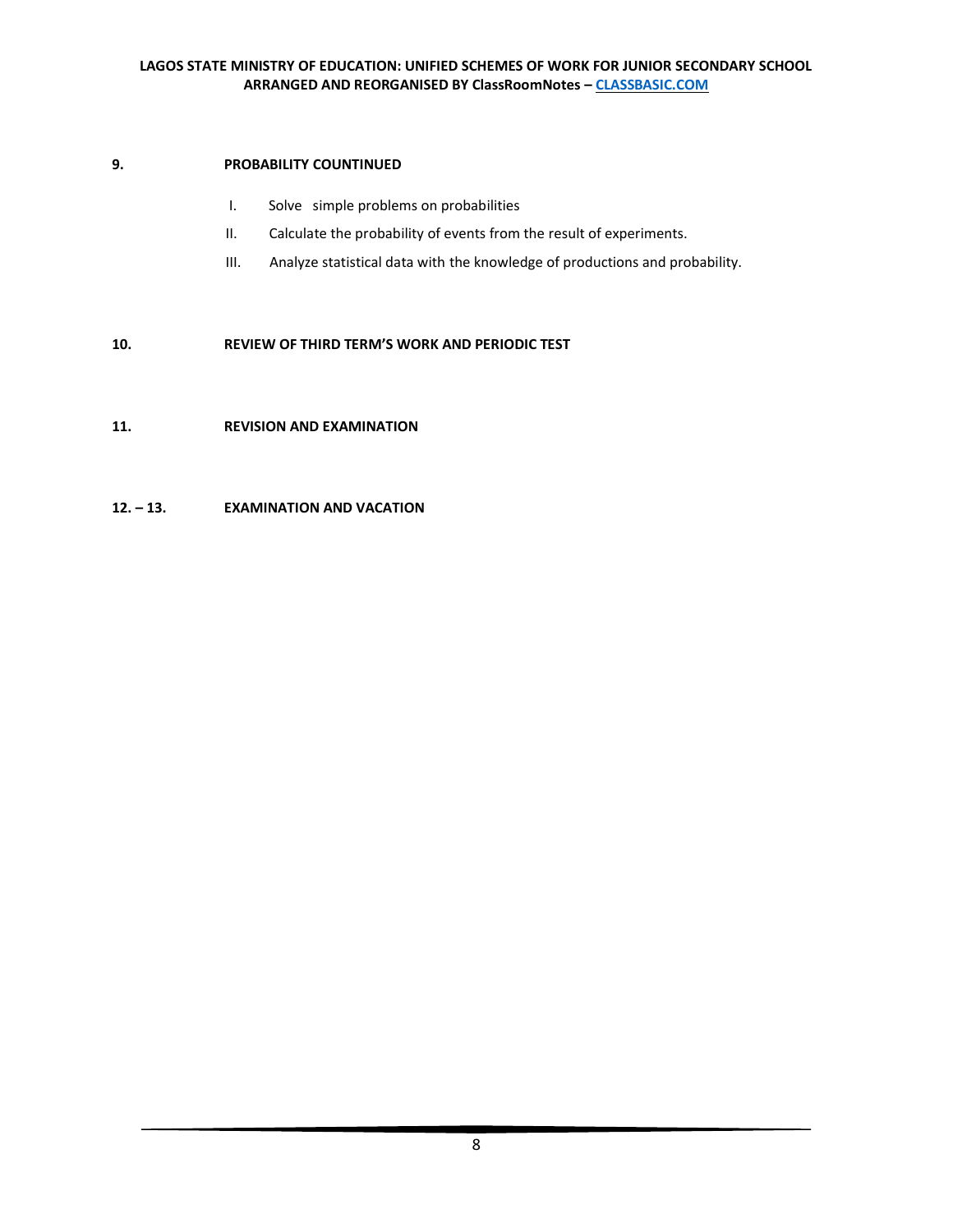**9. PROBABILITY COUNTINUED**

I. Solve simple problems on probabilities

II. Calculate the probability of events from the result of experiments.

III. Analyze statistical data with the knowledge of productions and probability.

**10. REVIEW OF THIRD TERM'S WORK AND PERIODIC TEST**

**11. REVISION AND EXAMINATION**

**12. – 13. EXAMINATION AND VACATION**